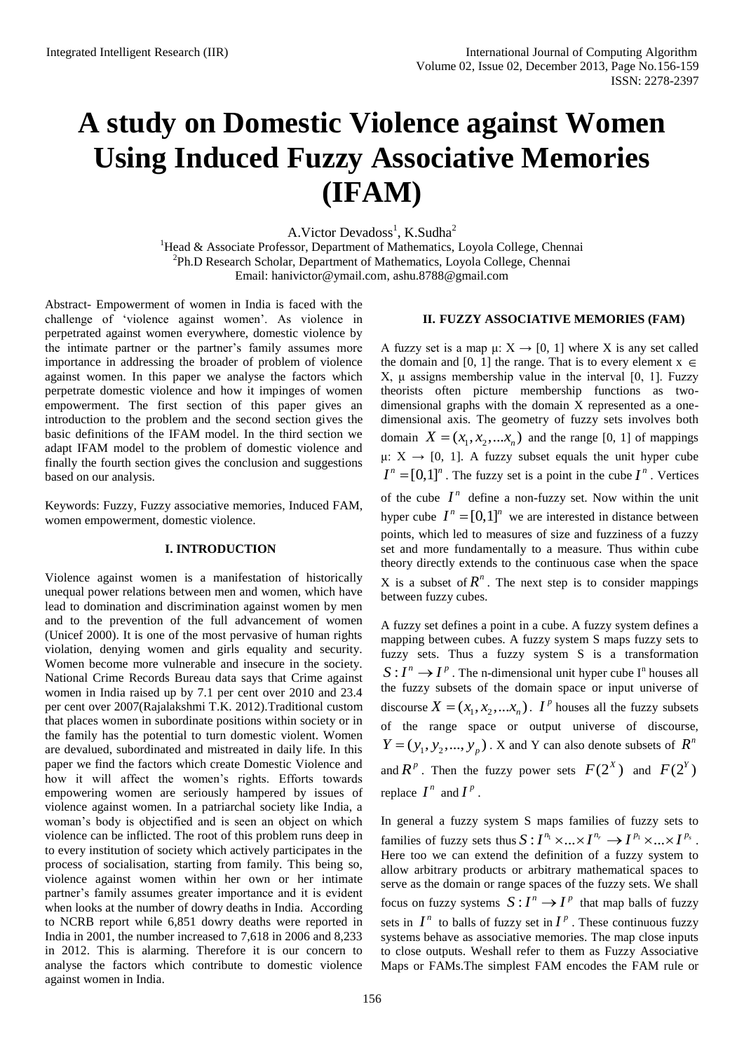# A study on Domestic Violence against Women Using Induced Fuzzy Associative Memories (IFAM)

A.Victor Devadoss[1], K.Sudha[2]

[1]Head & Associate Professor, Department of Mathematics, Loyola College, Chennai
[2]Ph.D Research Scholar, Department of Mathematics, Loyola College, Chennai
Email: hanivictor@ymail.com, ashu.8788@gmail.com

Abstract- Empowerment of women in India is faced with the challenge of 'violence against women'. As violence in perpetrated against women everywhere, domestic violence by the intimate partner or the partner's family assumes more importance in addressing the broader of problem of violence against women. In this paper we analyse the factors which perpetrate domestic violence and how it impinges of women empowerment. The first section of this paper gives an introduction to the problem and the second section gives the basic definitions of the IFAM model. In the third section we adapt IFAM model to the problem of domestic violence and finally the fourth section gives the conclusion and suggestions based on our analysis.

Keywords: Fuzzy, Fuzzy associative memories, Induced FAM, women empowerment, domestic violence.

## I. INTRODUCTION

Violence against women is a manifestation of historically unequal power relations between men and women, which have lead to domination and discrimination against women by men and to the prevention of the full advancement of women (Unicef 2000). It is one of the most pervasive of human rights violation, denying women and girls equality and security. Women become more vulnerable and insecure in the society. National Crime Records Bureau data says that Crime against women in India raised up by 7.1 per cent over 2010 and 23.4 per cent over 2007(Rajalakshmi T.K. 2012).Traditional custom that places women in subordinate positions within society or in the family has the potential to turn domestic violent. Women are devalued, subordinated and mistreated in daily life. In this paper we find the factors which create Domestic Violence and how it will affect the women's rights. Efforts towards empowering women are seriously hampered by issues of violence against women. In a patriarchal society like India, a woman's body is objectified and is seen an object on which violence can be inflicted. The root of this problem runs deep in to every institution of society which actively participates in the process of socialisation, starting from family. This being so, violence against women within her own or her intimate partner's family assumes greater importance and it is evident when looks at the number of dowry deaths in India. According to NCRB report while 6,851 dowry deaths were reported in India in 2001, the number increased to 7,618 in 2006 and 8,233 in 2012. This is alarming. Therefore it is our concern to analyse the factors which contribute to domestic violence against women in India.

## II. FUZZY ASSOCIATIVE MEMORIES (FAM)

A fuzzy set is a map μ: X → [0, 1] where X is any set called the domain and [0, 1] the range. That is to every element x ∈ X, μ assigns membership value in the interval [0, 1]. Fuzzy theorists often picture membership functions as two-dimensional graphs with the domain X represented as a one-dimensional axis. The geometry of fuzzy sets involves both domain $X = (x_1, x_2, ... x_n)$ and the range [0, 1] of mappings μ: X → [0, 1]. A fuzzy subset equals the unit hyper cube $I^n = [0,1]^n$. The fuzzy set is a point in the cube $I^n$. Vertices of the cube $I^n$ define a non-fuzzy set. Now within the unit hyper cube $I^n = [0,1]^n$ we are interested in distance between points, which led to measures of size and fuzziness of a fuzzy set and more fundamentally to a measure. Thus within cube theory directly extends to the continuous case when the space X is a subset of $R^n$. The next step is to consider mappings between fuzzy cubes.

A fuzzy set defines a point in a cube. A fuzzy system defines a mapping between cubes. A fuzzy system S maps fuzzy sets to fuzzy sets. Thus a fuzzy system S is a transformation $S: I^n \to I^p$. The n-dimensional unit hyper cube $I^n$ houses all the fuzzy subsets of the domain space or input universe of discourse $X = (x_1, x_2, ... x_n)$. $I^p$ houses all the fuzzy subsets of the range space or output universe of discourse, $Y = (y_1, y_2, ..., y_p)$. X and Y can also denote subsets of $R^n$ and $R^p$. Then the fuzzy power sets $F(2^X)$ and $F(2^Y)$ replace $I^n$ and $I^p$.

In general a fuzzy system S maps families of fuzzy sets to families of fuzzy sets thus $S: I^{n_1} \times ... \times I^{n_r} \to I^{p_1} \times ... \times I^{p_s}$. Here too we can extend the definition of a fuzzy system to allow arbitrary products or arbitrary mathematical spaces to serve as the domain or range spaces of the fuzzy sets. We shall focus on fuzzy systems $S: I^n \to I^p$ that map balls of fuzzy sets in $I^n$ to balls of fuzzy set in $I^p$. These continuous fuzzy systems behave as associative memories. The map close inputs to close outputs. Weshall refer to them as Fuzzy Associative Maps or FAMs.The simplest FAM encodes the FAM rule or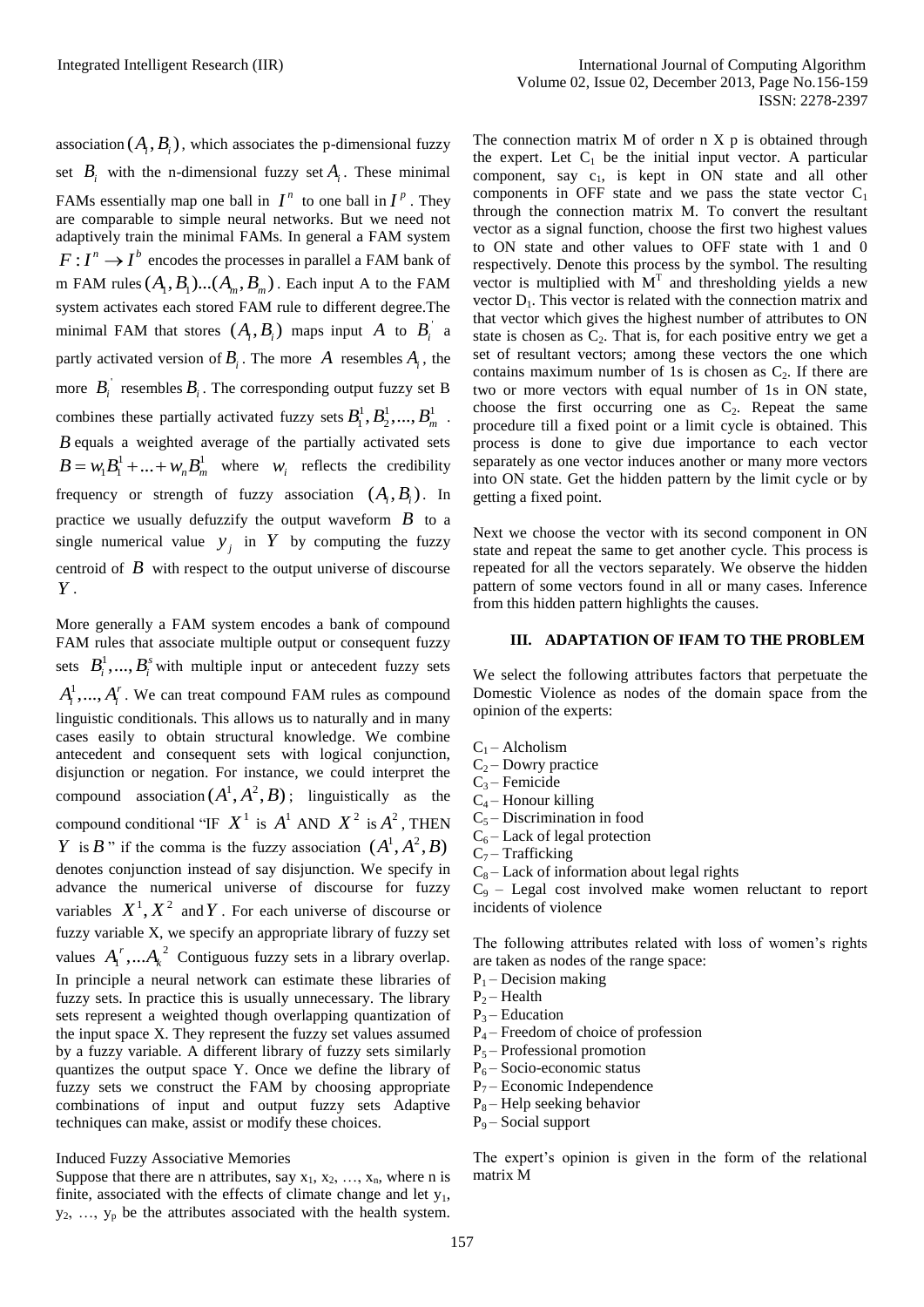association $(A_i, B_i)$, which associates the p-dimensional fuzzy set $B_i$ with the n-dimensional fuzzy set $A_i$. These minimal FAMs essentially map one ball in $I^n$ to one ball in $I^p$. They are comparable to simple neural networks. But we need not adaptively train the minimal FAMs. In general a FAM system $F: I^n \to I^b$ encodes the processes in parallel a FAM bank of m FAM rules $(A_1, B_1)...(A_m, B_m)$. Each input A to the FAM system activates each stored FAM rule to different degree.The minimal FAM that stores $(A_i, B_i)$ maps input $A$ to $B_i^{'}$ a partly activated version of $B_i$. The more $A$ resembles $A_i$, the more $B_i^{'}$ resembles $B_i$. The corresponding output fuzzy set B combines these partially activated fuzzy sets $B_1^1, B_2^1, ..., B_m^1$. $B$ equals a weighted average of the partially activated sets $B = w_1 B_1^1 + ... + w_n B_m^1$ where $w_i$ reflects the credibility frequency or strength of fuzzy association $(A_i, B_i)$. In practice we usually defuzzify the output waveform $B$ to a single numerical value $y_j$ in $Y$ by computing the fuzzy centroid of $B$ with respect to the output universe of discourse $Y$.

More generally a FAM system encodes a bank of compound FAM rules that associate multiple output or consequent fuzzy sets $B_i^1, ..., B_i^s$ with multiple input or antecedent fuzzy sets $A_i^1, ..., A_i^r$. We can treat compound FAM rules as compound linguistic conditionals. This allows us to naturally and in many cases easily to obtain structural knowledge. We combine antecedent and consequent sets with logical conjunction, disjunction or negation. For instance, we could interpret the compound association $(A^1, A^2, B)$; linguistically as the compound conditional "IF $X^1$ is $A^1$ AND $X^2$ is $A^2$, THEN $Y$ is $B$" if the comma is the fuzzy association $(A^1, A^2, B)$ denotes conjunction instead of say disjunction. We specify in advance the numerical universe of discourse for fuzzy variables $X^1, X^2$ and $Y$. For each universe of discourse or fuzzy variable X, we specify an appropriate library of fuzzy set values $A_1^r, ...A_k^2$ Contiguous fuzzy sets in a library overlap. In principle a neural network can estimate these libraries of fuzzy sets. In practice this is usually unnecessary. The library sets represent a weighted though overlapping quantization of the input space X. They represent the fuzzy set values assumed by a fuzzy variable. A different library of fuzzy sets similarly quantizes the output space Y. Once we define the library of fuzzy sets we construct the FAM by choosing appropriate combinations of input and output fuzzy sets Adaptive techniques can make, assist or modify these choices.

Induced Fuzzy Associative Memories

Suppose that there are n attributes, say $x_1, x_2, …, x_n$, where n is finite, associated with the effects of climate change and let $y_1, y_2, …, y_p$ be the attributes associated with the health system. The connection matrix M of order n X p is obtained through the expert. Let $C_1$ be the initial input vector. A particular component, say $c_1$, is kept in ON state and all other components in OFF state and we pass the state vector $C_1$ through the connection matrix M. To convert the resultant vector as a signal function, choose the first two highest values to ON state and other values to OFF state with 1 and 0 respectively. Denote this process by the symbol. The resulting vector is multiplied with $M^T$ and thresholding yields a new vector $D_1$. This vector is related with the connection matrix and that vector which gives the highest number of attributes to ON state is chosen as $C_2$. That is, for each positive entry we get a set of resultant vectors; among these vectors the one which contains maximum number of 1s is chosen as $C_2$. If there are two or more vectors with equal number of 1s in ON state, choose the first occurring one as $C_2$. Repeat the same procedure till a fixed point or a limit cycle is obtained. This process is done to give due importance to each vector separately as one vector induces another or many more vectors into ON state. Get the hidden pattern by the limit cycle or by getting a fixed point.

Next we choose the vector with its second component in ON state and repeat the same to get another cycle. This process is repeated for all the vectors separately. We observe the hidden pattern of some vectors found in all or many cases. Inference from this hidden pattern highlights the causes.

## III. ADAPTATION OF IFAM TO THE PROBLEM

We select the following attributes factors that perpetuate the Domestic Violence as nodes of the domain space from the opinion of the experts:

$C_1$ – Alcholism
$C_2$ – Dowry practice
$C_3$ – Femicide
$C_4$ – Honour killing
$C_5$ – Discrimination in food
$C_6$ – Lack of legal protection
$C_7$ – Trafficking
$C_8$ – Lack of information about legal rights
$C_9$ – Legal cost involved make women reluctant to report incidents of violence

The following attributes related with loss of women's rights are taken as nodes of the range space:

$P_1$ – Decision making
$P_2$ – Health
$P_3$ – Education
$P_4$ – Freedom of choice of profession
$P_5$ – Professional promotion
$P_6$ – Socio-economic status
$P_7$ – Economic Independence
$P_8$ – Help seeking behavior
$P_9$ – Social support

The expert's opinion is given in the form of the relational matrix M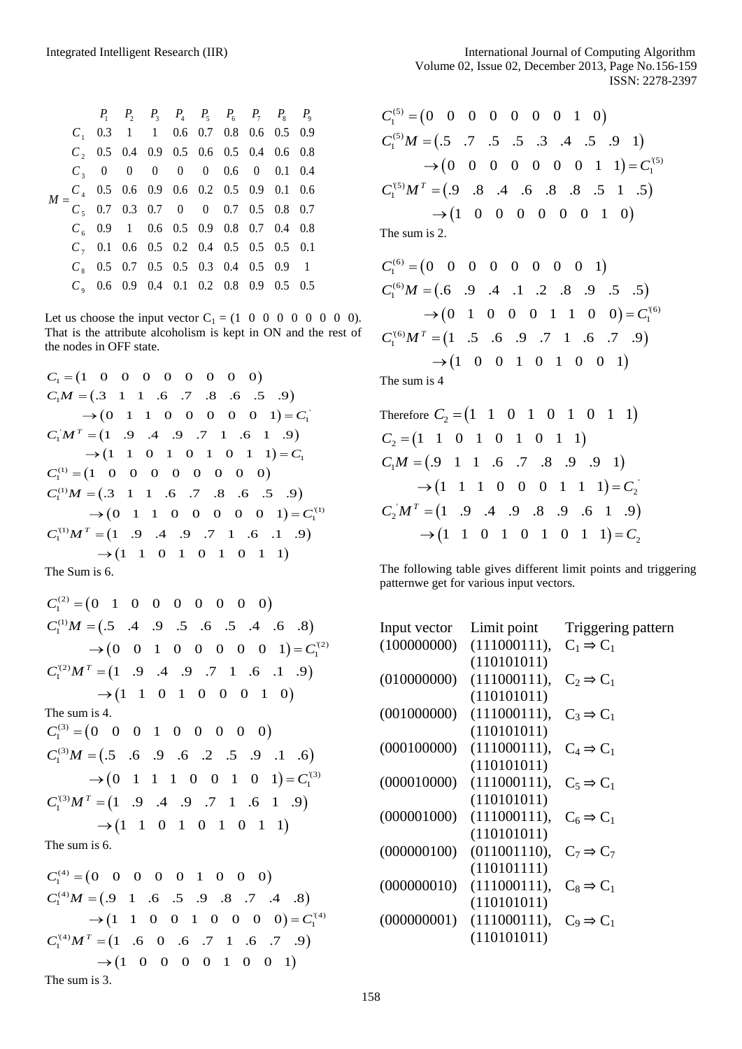$$
M = \begin{array}{c|ccccccccc}
 & P_1 & P_2 & P_3 & P_4 & P_5 & P_6 & P_7 & P_8 & P_9 \\
C_1 & 0.3 & 1 & 1 & 0.6 & 0.7 & 0.8 & 0.6 & 0.5 & 0.9 \\
C_2 & 0.5 & 0.4 & 0.9 & 0.5 & 0.6 & 0.5 & 0.4 & 0.6 & 0.8 \\
C_3 & 0 & 0 & 0 & 0 & 0 & 0.6 & 0 & 0.1 & 0.4 \\
C_4 & 0.5 & 0.6 & 0.9 & 0.6 & 0.2 & 0.5 & 0.9 & 0.1 & 0.6 \\
C_5 & 0.7 & 0.3 & 0.7 & 0 & 0 & 0.7 & 0.5 & 0.8 & 0.7 \\
C_6 & 0.9 & 1 & 0.6 & 0.5 & 0.9 & 0.8 & 0.7 & 0.4 & 0.8 \\
C_7 & 0.1 & 0.6 & 0.5 & 0.2 & 0.4 & 0.5 & 0.5 & 0.5 & 0.1 \\
C_8 & 0.5 & 0.7 & 0.5 & 0.5 & 0.3 & 0.4 & 0.5 & 0.9 & 1 \\
C_9 & 0.6 & 0.9 & 0.4 & 0.1 & 0.2 & 0.8 & 0.9 & 0.5 & 0.5
\end{array}
$$

Let us choose the input vector $C_1 = (1\ 0\ 0\ 0\ 0\ 0\ 0\ 0\ 0)$. That is the attribute alcoholism is kept in ON and the rest of the nodes in OFF state.

$$C_1 = (1\quad 0\quad 0\quad 0\quad 0\quad 0\quad 0\quad 0\quad 0\quad 0)$$
$$C_1M = (.3\quad 1\quad 1\quad .6\quad .7\quad .8\quad .6\quad .5\quad .9)$$
$$\to (0\quad 1\quad 1\quad 0\quad 0\quad 0\quad 0\quad 0\quad 1) = C_1^{'}$$
$$C_1^{'}M^T = (1\quad .9\quad .4\quad .9\quad .7\quad 1\quad .6\quad 1\quad .9)$$
$$\to (1\quad 1\quad 0\quad 1\quad 0\quad 1\quad 0\quad 1\quad 1) = C_1$$
$$C_1^{(1)} = (1\quad 0\quad 0\quad 0\quad 0\quad 0\quad 0\quad 0\quad 0)$$
$$C_1^{(1)}M = (.3\quad 1\quad 1\quad .6\quad .7\quad .8\quad .6\quad .5\quad .9)$$
$$\to (0\quad 1\quad 1\quad 0\quad 0\quad 0\quad 0\quad 0\quad 1) = C_1^{'(1)}$$
$$C_1^{'(1)}M^T = (1\quad .9\quad .4\quad .9\quad .7\quad 1\quad .6\quad .1\quad .9)$$
$$\to (1\quad 1\quad 0\quad 1\quad 0\quad 1\quad 0\quad 1\quad 1)$$

The Sum is 6.

$$C_1^{(2)} = (0\quad 1\quad 0\quad 0\quad 0\quad 0\quad 0\quad 0\quad 0)$$
$$C_1^{(1)}M = (.5\quad .4\quad .9\quad .5\quad .6\quad .5\quad .4\quad .6\quad .8)$$
$$\to (0\quad 0\quad 1\quad 0\quad 0\quad 0\quad 0\quad 0\quad 1) = C_1^{'(2)}$$
$$C_1^{'(2)}M^T = (1\quad .9\quad .4\quad .9\quad .7\quad 1\quad .6\quad .1\quad .9)$$
$$\to (1\quad 1\quad 0\quad 1\quad 0\quad 0\quad 0\quad 1\quad 0)$$

The sum is 4.

$$C_1^{(3)} = (0\quad 0\quad 0\quad 1\quad 0\quad 0\quad 0\quad 0\quad 0)$$
$$C_1^{(3)}M = (.5\quad .6\quad .9\quad .6\quad .2\quad .5\quad .9\quad .1\quad .6)$$
$$\to (0\quad 1\quad 1\quad 1\quad 0\quad 0\quad 1\quad 0\quad 1) = C_1^{'(3)}$$
$$C_1^{'(3)}M^T = (1\quad .9\quad .4\quad .9\quad .7\quad 1\quad .6\quad 1\quad .9)$$
$$\to (1\quad 1\quad 0\quad 1\quad 0\quad 1\quad 0\quad 1\quad 1)$$

The sum is 6.

$$C_1^{(4)} = (0\quad 0\quad 0\quad 0\quad 0\quad 1\quad 0\quad 0\quad 0)$$
$$C_1^{(4)}M = (.9\quad 1\quad .6\quad .5\quad .9\quad .8\quad .7\quad .4\quad .8)$$
$$\to (1\quad 1\quad 0\quad 0\quad 1\quad 0\quad 0\quad 0\quad 0) = C_1^{'(4)}$$
$$C_1^{'(4)}M^T = (1\quad .6\quad 0\quad .6\quad .7\quad 1\quad .6\quad .7\quad .9)$$
$$\to (1\quad 0\quad 0\quad 0\quad 0\quad 1\quad 0\quad 0\quad 1)$$

The sum is 3.

$$C_1^{(5)} = (0\quad 0\quad 0\quad 0\quad 0\quad 0\quad 0\quad 1\quad 0)$$
$$C_1^{(5)}M = (.5\quad .7\quad .5\quad .5\quad .3\quad .4\quad .5\quad .9\quad 1)$$
$$\to (0\quad 0\quad 0\quad 0\quad 0\quad 0\quad 0\quad 1\quad 1) = C_1^{'(5)}$$
$$C_1^{'(5)}M^T = (.9\quad .8\quad .4\quad .6\quad .8\quad .8\quad .5\quad 1\quad .5)$$
$$\to (1\quad 0\quad 0\quad 0\quad 0\quad 0\quad 0\quad 1\quad 0)$$

The sum is 2.

$$C_1^{(6)} = (0\quad 0\quad 0\quad 0\quad 0\quad 0\quad 0\quad 0\quad 1)$$
$$C_1^{(6)}M = (.6\quad .9\quad .4\quad .1\quad .2\quad .8\quad .9\quad .5\quad .5)$$
$$\to (0\quad 1\quad 0\quad 0\quad 0\quad 1\quad 1\quad 0\quad 0) = C_1^{'(6)}$$
$$C_1^{'(6)}M^T = (1\quad .5\quad .6\quad .9\quad .7\quad 1\quad .6\quad .7\quad .9)$$
$$\to (1\quad 0\quad 0\quad 1\quad 0\quad 1\quad 0\quad 0\quad 1)$$

The sum is 4

Therefore $C_2 = (1\quad 1\quad 0\quad 1\quad 0\quad 1\quad 0\quad 1\quad 1)$

$$C_2 = (1\quad 1\quad 0\quad 1\quad 0\quad 1\quad 0\quad 1\quad 1)$$
$$C_1M = (.9\quad 1\quad 1\quad .6\quad .7\quad .8\quad .9\quad .9\quad 1)$$
$$\to (1\quad 1\quad 1\quad 0\quad 0\quad 0\quad 1\quad 1\quad 1) = C_2^{'}$$
$$C_2^{'}M^T = (1\quad .9\quad .4\quad .9\quad .8\quad .9\quad .6\quad 1\quad .9)$$
$$\to (1\quad 1\quad 0\quad 1\quad 0\quad 1\quad 0\quad 1\quad 1) = C_2$$

The following table gives different limit points and triggering patternwe get for various input vectors.

| Input vector | Limit point | Triggering pattern |
|---|---|---|
| (100000000) | (111000111), (110101011) | $C_1 \Rightarrow C_1$ |
| (010000000) | (111000111), (110101011) | $C_2 \Rightarrow C_1$ |
| (001000000) | (111000111), (110101011) | $C_3 \Rightarrow C_1$ |
| (000100000) | (111000111), (110101011) | $C_4 \Rightarrow C_1$ |
| (000010000) | (111000111), (110101011) | $C_5 \Rightarrow C_1$ |
| (000001000) | (111000111), (110101011) | $C_6 \Rightarrow C_1$ |
| (000000100) | (011001110), (110101111) | $C_7 \Rightarrow C_7$ |
| (000000010) | (111000111), (110101011) | $C_8 \Rightarrow C_1$ |
| (000000001) | (111000111), (110101011) | $C_9 \Rightarrow C_1$ |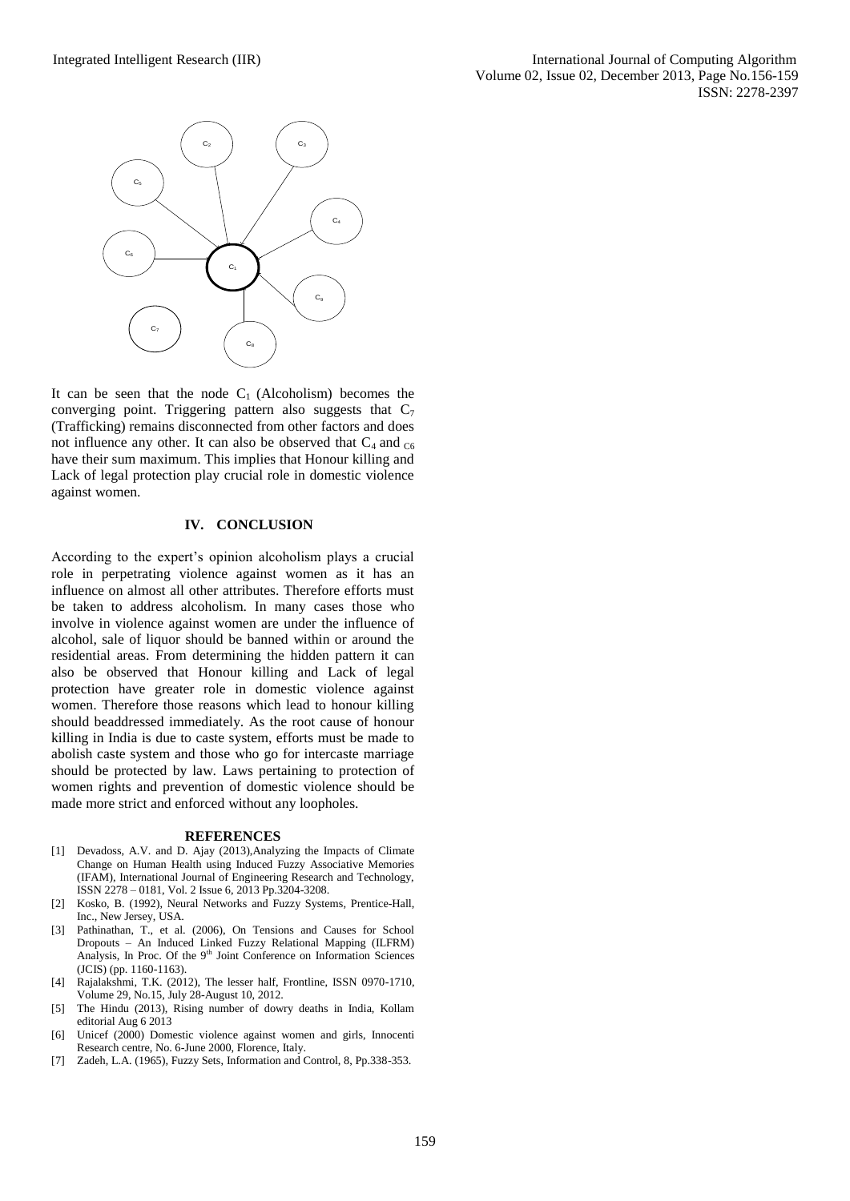$C_2$

$C_3$

$C_5$

$C_4$

$C_6$

$C_1$

$C_9$

$C_7$

$C_8$

It can be seen that the node $C_1$ (Alcoholism) becomes the converging point. Triggering pattern also suggests that $C_7$ (Trafficking) remains disconnected from other factors and does not influence any other. It can also be observed that $C_4$ and $_{C6}$ have their sum maximum. This implies that Honour killing and Lack of legal protection play crucial role in domestic violence against women.

## IV. CONCLUSION

According to the expert's opinion alcoholism plays a crucial role in perpetrating violence against women as it has an influence on almost all other attributes. Therefore efforts must be taken to address alcoholism. In many cases those who involve in violence against women are under the influence of alcohol, sale of liquor should be banned within or around the residential areas. From determining the hidden pattern it can also be observed that Honour killing and Lack of legal protection have greater role in domestic violence against women. Therefore those reasons which lead to honour killing should beaddressed immediately. As the root cause of honour killing in India is due to caste system, efforts must be made to abolish caste system and those who go for intercaste marriage should be protected by law. Laws pertaining to protection of women rights and prevention of domestic violence should be made more strict and enforced without any loopholes.

## REFERENCES

[1] Devadoss, A.V. and D. Ajay (2013),Analyzing the Impacts of Climate Change on Human Health using Induced Fuzzy Associative Memories (IFAM), International Journal of Engineering Research and Technology, ISSN 2278 – 0181, Vol. 2 Issue 6, 2013 Pp.3204-3208.

[2] Kosko, B. (1992), Neural Networks and Fuzzy Systems, Prentice-Hall, Inc., New Jersey, USA.

[3] Pathinathan, T., et al. (2006), On Tensions and Causes for School Dropouts – An Induced Linked Fuzzy Relational Mapping (ILFRM) Analysis, In Proc. Of the 9th Joint Conference on Information Sciences (JCIS) (pp. 1160-1163).

[4] Rajalakshmi, T.K. (2012), The lesser half, Frontline, ISSN 0970-1710, Volume 29, No.15, July 28-August 10, 2012.

[5] The Hindu (2013), Rising number of dowry deaths in India, Kollam editorial Aug 6 2013

[6] Unicef (2000) Domestic violence against women and girls, Innocenti Research centre, No. 6-June 2000, Florence, Italy.

[7] Zadeh, L.A. (1965), Fuzzy Sets, Information and Control, 8, Pp.338-353.